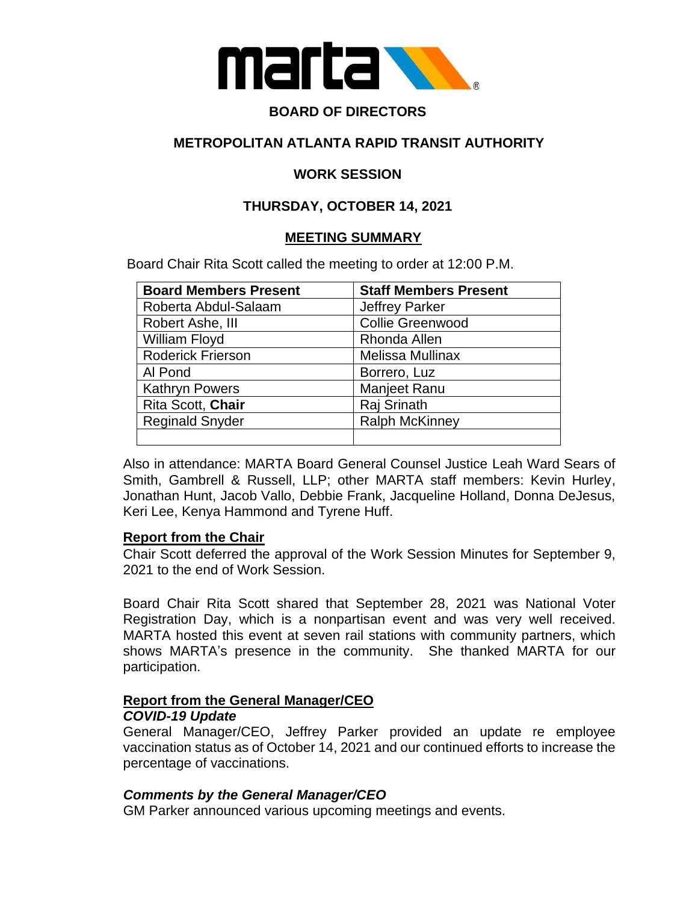# BOARD OF DIRECTORS

## METROPOLITAN ATLANTA RAPID TRANSIT AUTHORITY

## WORK SESSION

## THURSDAY, OCTOBER 14, 2021

## MEETING SUMMARY

Board Chair Rita Scott called the meeting to order at 12:00 P.M.

| Board Members Present | Staff Members Present |
|---|---|
| Roberta Abdul-Salaam | Jeffrey Parker |
| Robert Ashe, III | Collie Greenwood |
| William Floyd | Rhonda Allen |
| Roderick Frierson | Melissa Mullinax |
| Al Pond | Borrero, Luz |
| Kathryn Powers | Manjeet Ranu |
| Rita Scott, **Chair** | Raj Srinath |
| Reginald Snyder | Ralph McKinney |
| | |

Also in attendance: MARTA Board General Counsel Justice Leah Ward Sears of Smith, Gambrell & Russell, LLP; other MARTA staff members: Kevin Hurley, Jonathan Hunt, Jacob Vallo, Debbie Frank, Jacqueline Holland, Donna DeJesus, Keri Lee, Kenya Hammond and Tyrene Huff.

**Report from the Chair**

Chair Scott deferred the approval of the Work Session Minutes for September 9, 2021 to the end of Work Session.

Board Chair Rita Scott shared that September 28, 2021 was National Voter Registration Day, which is a nonpartisan event and was very well received. MARTA hosted this event at seven rail stations with community partners, which shows MARTA's presence in the community. She thanked MARTA for our participation.

**Report from the General Manager/CEO**

***COVID-19 Update***

General Manager/CEO, Jeffrey Parker provided an update re employee vaccination status as of October 14, 2021 and our continued efforts to increase the percentage of vaccinations.

***Comments by the General Manager/CEO***

GM Parker announced various upcoming meetings and events.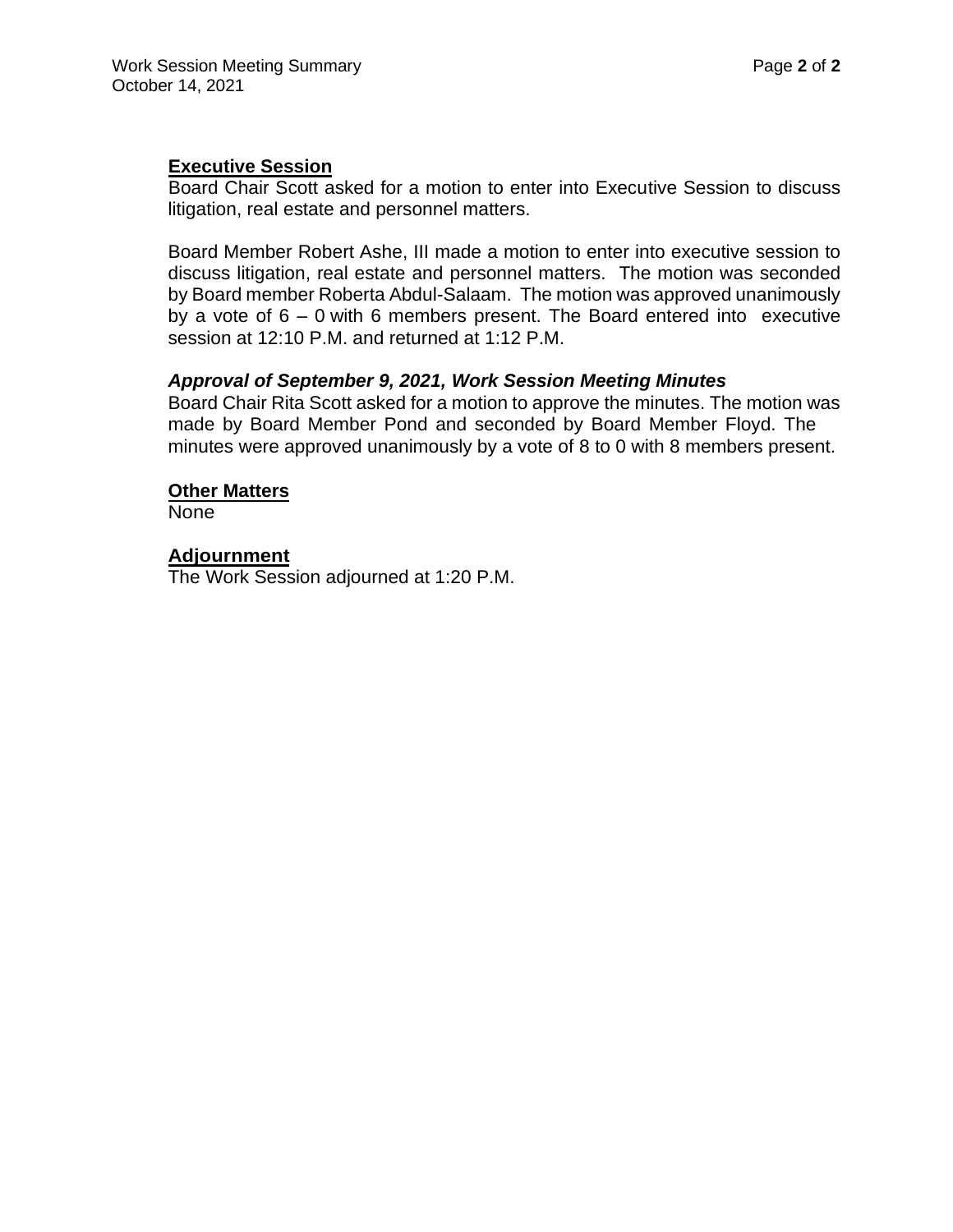**Executive Session**

Board Chair Scott asked for a motion to enter into Executive Session to discuss litigation, real estate and personnel matters.

Board Member Robert Ashe, III made a motion to enter into executive session to discuss litigation, real estate and personnel matters. The motion was seconded by Board member Roberta Abdul-Salaam. The motion was approved unanimously by a vote of 6 – 0 with 6 members present. The Board entered into executive session at 12:10 P.M. and returned at 1:12 P.M.

***Approval of September 9, 2021, Work Session Meeting Minutes***

Board Chair Rita Scott asked for a motion to approve the minutes. The motion was made by Board Member Pond and seconded by Board Member Floyd. The minutes were approved unanimously by a vote of 8 to 0 with 8 members present.

**Other Matters**

None

**Adjournment**

The Work Session adjourned at 1:20 P.M.